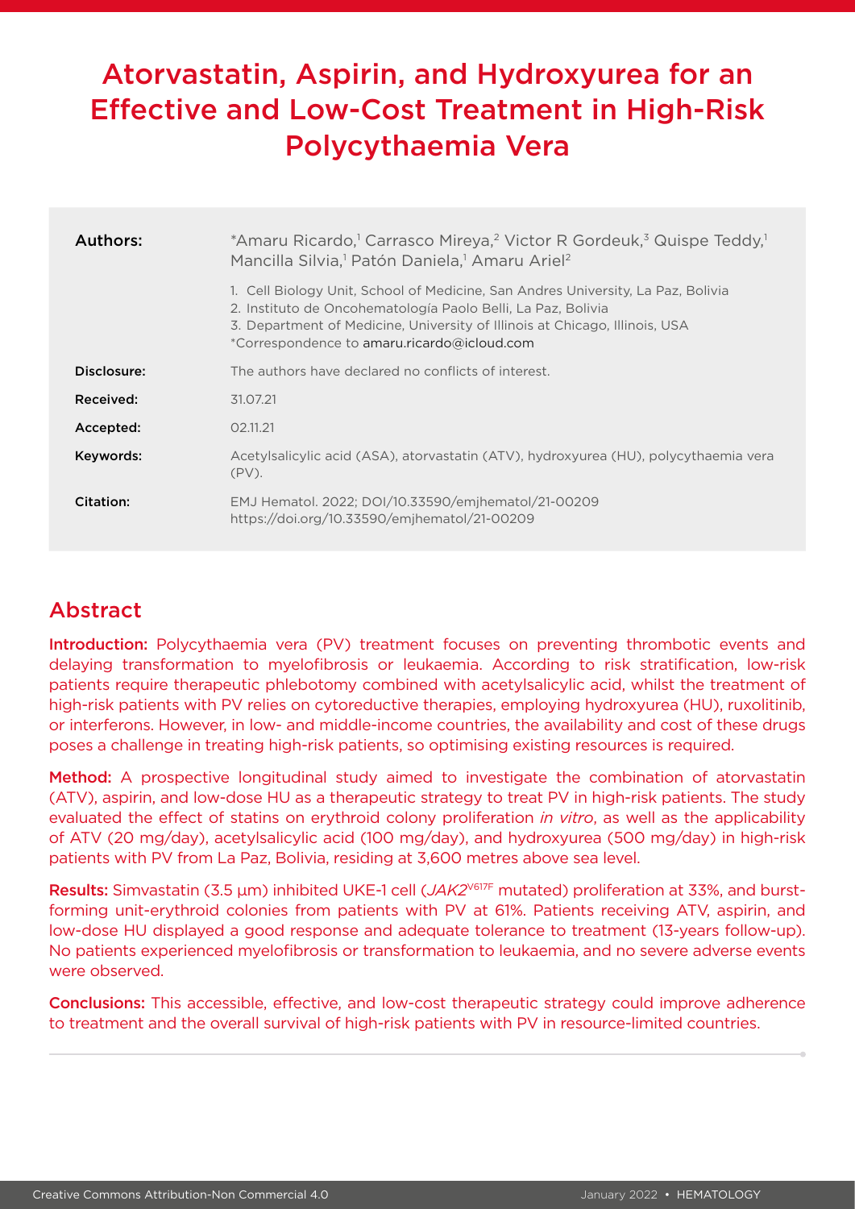# Atorvastatin, Aspirin, and Hydroxyurea for an Effective and Low-Cost Treatment in High-Risk Polycythaemia Vera

| | |
|---|---|
| **Authors:** | *Amaru Ricardo,[1] Carrasco Mireya,[2] Victor R Gordeuk,[3] Quispe Teddy,[1] Mancilla Silvia,[1] Patón Daniela,[1] Amaru Ariel[2]<br><br>1. Cell Biology Unit, School of Medicine, San Andres University, La Paz, Bolivia<br>2. Instituto de Oncohematología Paolo Belli, La Paz, Bolivia<br>3. Department of Medicine, University of Illinois at Chicago, Illinois, USA<br>*Correspondence to amaru.ricardo@icloud.com |
| **Disclosure:** | The authors have declared no conflicts of interest. |
| **Received:** | 31.07.21 |
| **Accepted:** | 02.11.21 |
| **Keywords:** | Acetylsalicylic acid (ASA), atorvastatin (ATV), hydroxyurea (HU), polycythaemia vera (PV). |
| **Citation:** | EMJ Hematol. 2022; DOI/10.33590/emjhematol/21-00209 https://doi.org/10.33590/emjhematol/21-00209 |

## Abstract

**Introduction:** Polycythaemia vera (PV) treatment focuses on preventing thrombotic events and delaying transformation to myelofibrosis or leukaemia. According to risk stratification, low-risk patients require therapeutic phlebotomy combined with acetylsalicylic acid, whilst the treatment of high-risk patients with PV relies on cytoreductive therapies, employing hydroxyurea (HU), ruxolitinib, or interferons. However, in low- and middle-income countries, the availability and cost of these drugs poses a challenge in treating high-risk patients, so optimising existing resources is required.

**Method:** A prospective longitudinal study aimed to investigate the combination of atorvastatin (ATV), aspirin, and low-dose HU as a therapeutic strategy to treat PV in high-risk patients. The study evaluated the effect of statins on erythroid colony proliferation *in vitro*, as well as the applicability of ATV (20 mg/day), acetylsalicylic acid (100 mg/day), and hydroxyurea (500 mg/day) in high-risk patients with PV from La Paz, Bolivia, residing at 3,600 metres above sea level.

**Results:** Simvastatin (3.5 μm) inhibited UKE-1 cell (*JAK2*$^{V617F}$ mutated) proliferation at 33%, and burst-forming unit-erythroid colonies from patients with PV at 61%. Patients receiving ATV, aspirin, and low-dose HU displayed a good response and adequate tolerance to treatment (13-years follow-up). No patients experienced myelofibrosis or transformation to leukaemia, and no severe adverse events were observed.

**Conclusions:** This accessible, effective, and low-cost therapeutic strategy could improve adherence to treatment and the overall survival of high-risk patients with PV in resource-limited countries.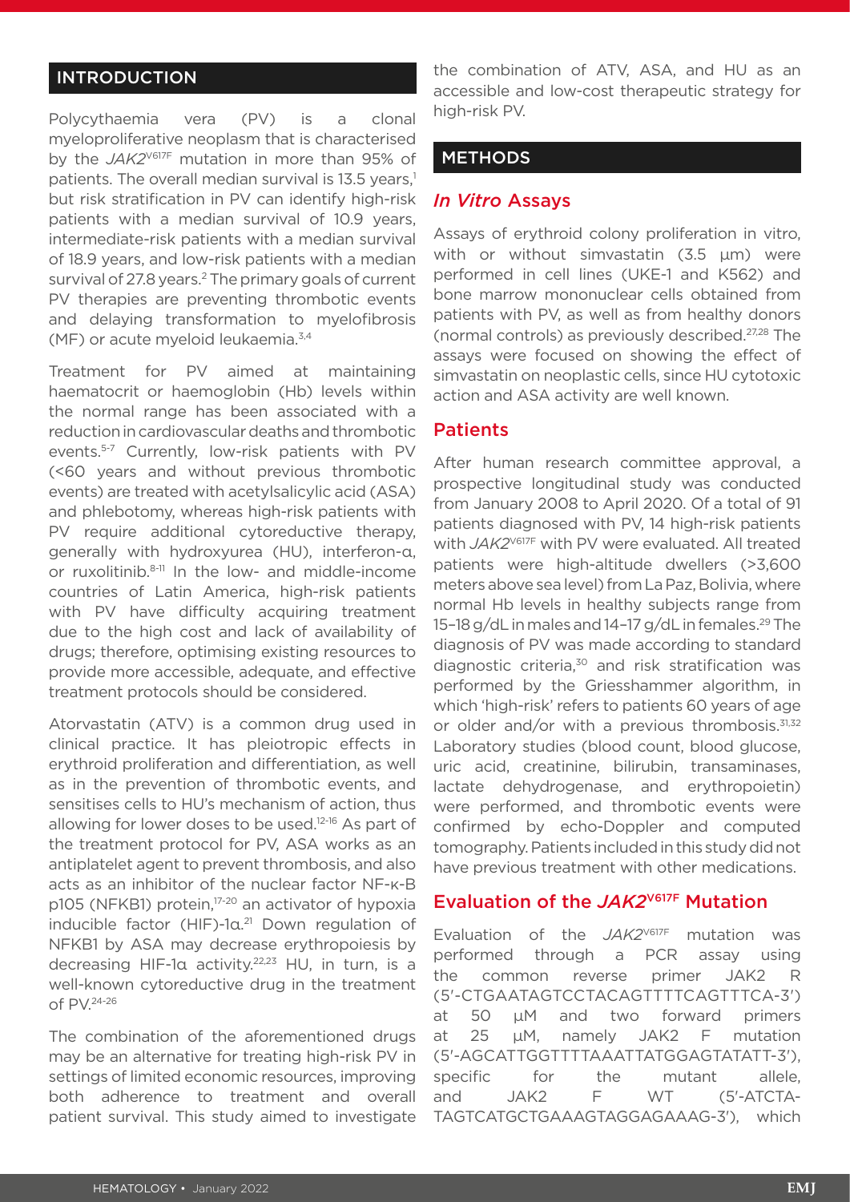## INTRODUCTION

Polycythaemia vera (PV) is a clonal myeloproliferative neoplasm that is characterised by the *JAK2*$^{V617F}$ mutation in more than 95% of patients. The overall median survival is 13.5 years,[1] but risk stratification in PV can identify high-risk patients with a median survival of 10.9 years, intermediate-risk patients with a median survival of 18.9 years, and low-risk patients with a median survival of 27.8 years.[2] The primary goals of current PV therapies are preventing thrombotic events and delaying transformation to myelofibrosis (MF) or acute myeloid leukaemia.[3,4]

Treatment for PV aimed at maintaining haematocrit or haemoglobin (Hb) levels within the normal range has been associated with a reduction in cardiovascular deaths and thrombotic events.[5-7] Currently, low-risk patients with PV (<60 years and without previous thrombotic events) are treated with acetylsalicylic acid (ASA) and phlebotomy, whereas high-risk patients with PV require additional cytoreductive therapy, generally with hydroxyurea (HU), interferon-α, or ruxolitinib.[8-11] In the low- and middle-income countries of Latin America, high-risk patients with PV have difficulty acquiring treatment due to the high cost and lack of availability of drugs; therefore, optimising existing resources to provide more accessible, adequate, and effective treatment protocols should be considered.

Atorvastatin (ATV) is a common drug used in clinical practice. It has pleiotropic effects in erythroid proliferation and differentiation, as well as in the prevention of thrombotic events, and sensitises cells to HU's mechanism of action, thus allowing for lower doses to be used.[12-16] As part of the treatment protocol for PV, ASA works as an antiplatelet agent to prevent thrombosis, and also acts as an inhibitor of the nuclear factor NF-κ-B p105 (NFKB1) protein,[17-20] an activator of hypoxia inducible factor (HIF)-1α.[21] Down regulation of NFKB1 by ASA may decrease erythropoiesis by decreasing HIF-1α activity.[22,23] HU, in turn, is a well-known cytoreductive drug in the treatment of PV.[24-26]

The combination of the aforementioned drugs may be an alternative for treating high-risk PV in settings of limited economic resources, improving both adherence to treatment and overall patient survival. This study aimed to investigate the combination of ATV, ASA, and HU as an accessible and low-cost therapeutic strategy for high-risk PV.

## METHODS

### *In Vitro* Assays

Assays of erythroid colony proliferation in vitro, with or without simvastatin (3.5 μm) were performed in cell lines (UKE-1 and K562) and bone marrow mononuclear cells obtained from patients with PV, as well as from healthy donors (normal controls) as previously described.[27,28] The assays were focused on showing the effect of simvastatin on neoplastic cells, since HU cytotoxic action and ASA activity are well known.

### Patients

After human research committee approval, a prospective longitudinal study was conducted from January 2008 to April 2020. Of a total of 91 patients diagnosed with PV, 14 high-risk patients with *JAK2*$^{V617F}$ with PV were evaluated. All treated patients were high-altitude dwellers (>3,600 meters above sea level) from La Paz, Bolivia, where normal Hb levels in healthy subjects range from 15–18 g/dL in males and 14–17 g/dL in females.[29] The diagnosis of PV was made according to standard diagnostic criteria,[30] and risk stratification was performed by the Griesshammer algorithm, in which 'high-risk' refers to patients 60 years of age or older and/or with a previous thrombosis.[31,32] Laboratory studies (blood count, blood glucose, uric acid, creatinine, bilirubin, transaminases, lactate dehydrogenase, and erythropoietin) were performed, and thrombotic events were confirmed by echo-Doppler and computed tomography. Patients included in this study did not have previous treatment with other medications.

### Evaluation of the *JAK2*$^{V617F}$ Mutation

Evaluation of the *JAK2*$^{V617F}$ mutation was performed through a PCR assay using the common reverse primer JAK2 R (5′-CTGAATAGTCCTACAGTTTTCAGTTTCA-3′) at 50 μM and two forward primers at 25 μM, namely JAK2 F mutation (5′-AGCATTGGTTTTAAATTATGGAGTATATT-3′), specific for the mutant allele, and JAK2 F WT (5′-ATCTATAGTCATGCTGAAAGTAGGAGAAAG-3′), which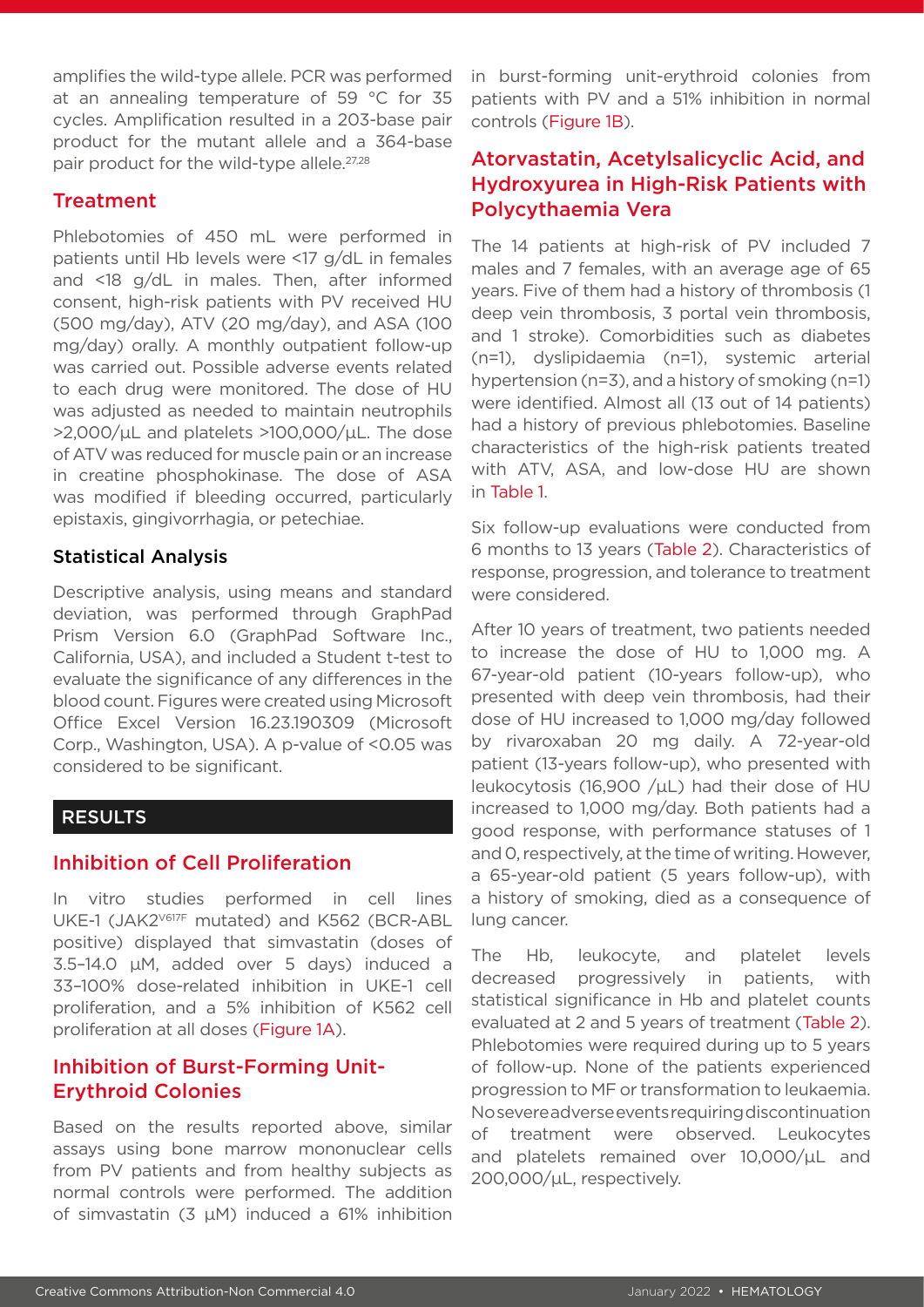amplifies the wild-type allele. PCR was performed at an annealing temperature of 59 °C for 35 cycles. Amplification resulted in a 203-base pair product for the mutant allele and a 364-base pair product for the wild-type allele.[27,28]

## Treatment

Phlebotomies of 450 mL were performed in patients until Hb levels were <17 g/dL in females and <18 g/dL in males. Then, after informed consent, high-risk patients with PV received HU (500 mg/day), ATV (20 mg/day), and ASA (100 mg/day) orally. A monthly outpatient follow-up was carried out. Possible adverse events related to each drug were monitored. The dose of HU was adjusted as needed to maintain neutrophils >2,000/µL and platelets >100,000/µL. The dose of ATV was reduced for muscle pain or an increase in creatine phosphokinase. The dose of ASA was modified if bleeding occurred, particularly epistaxis, gingivorrhagia, or petechiae.

### Statistical Analysis

Descriptive analysis, using means and standard deviation, was performed through GraphPad Prism Version 6.0 (GraphPad Software Inc., California, USA), and included a Student t-test to evaluate the significance of any differences in the blood count. Figures were created using Microsoft Office Excel Version 16.23.190309 (Microsoft Corp., Washington, USA). A p-value of <0.05 was considered to be significant.

# RESULTS

## Inhibition of Cell Proliferation

In vitro studies performed in cell lines UKE-1 (JAK2$^{V617F}$ mutated) and K562 (BCR-ABL positive) displayed that simvastatin (doses of 3.5–14.0 µM, added over 5 days) induced a 33–100% dose-related inhibition in UKE-1 cell proliferation, and a 5% inhibition of K562 cell proliferation at all doses (Figure 1A).

## Inhibition of Burst-Forming Unit-Erythroid Colonies

Based on the results reported above, similar assays using bone marrow mononuclear cells from PV patients and from healthy subjects as normal controls were performed. The addition of simvastatin (3 µM) induced a 61% inhibition in burst-forming unit-erythroid colonies from patients with PV and a 51% inhibition in normal controls (Figure 1B).

## Atorvastatin, Acetylsalicyclic Acid, and Hydroxyurea in High-Risk Patients with Polycythaemia Vera

The 14 patients at high-risk of PV included 7 males and 7 females, with an average age of 65 years. Five of them had a history of thrombosis (1 deep vein thrombosis, 3 portal vein thrombosis, and 1 stroke). Comorbidities such as diabetes (n=1), dyslipidaemia (n=1), systemic arterial hypertension (n=3), and a history of smoking (n=1) were identified. Almost all (13 out of 14 patients) had a history of previous phlebotomies. Baseline characteristics of the high-risk patients treated with ATV, ASA, and low-dose HU are shown in Table 1.

Six follow-up evaluations were conducted from 6 months to 13 years (Table 2). Characteristics of response, progression, and tolerance to treatment were considered.

After 10 years of treatment, two patients needed to increase the dose of HU to 1,000 mg. A 67-year-old patient (10-years follow-up), who presented with deep vein thrombosis, had their dose of HU increased to 1,000 mg/day followed by rivaroxaban 20 mg daily. A 72-year-old patient (13-years follow-up), who presented with leukocytosis (16,900 /µL) had their dose of HU increased to 1,000 mg/day. Both patients had a good response, with performance statuses of 1 and 0, respectively, at the time of writing. However, a 65-year-old patient (5 years follow-up), with a history of smoking, died as a consequence of lung cancer.

The Hb, leukocyte, and platelet levels decreased progressively in patients, with statistical significance in Hb and platelet counts evaluated at 2 and 5 years of treatment (Table 2). Phlebotomies were required during up to 5 years of follow-up. None of the patients experienced progression to MF or transformation to leukaemia. No severe adverse events requiring discontinuation of treatment were observed. Leukocytes and platelets remained over 10,000/µL and 200,000/µL, respectively.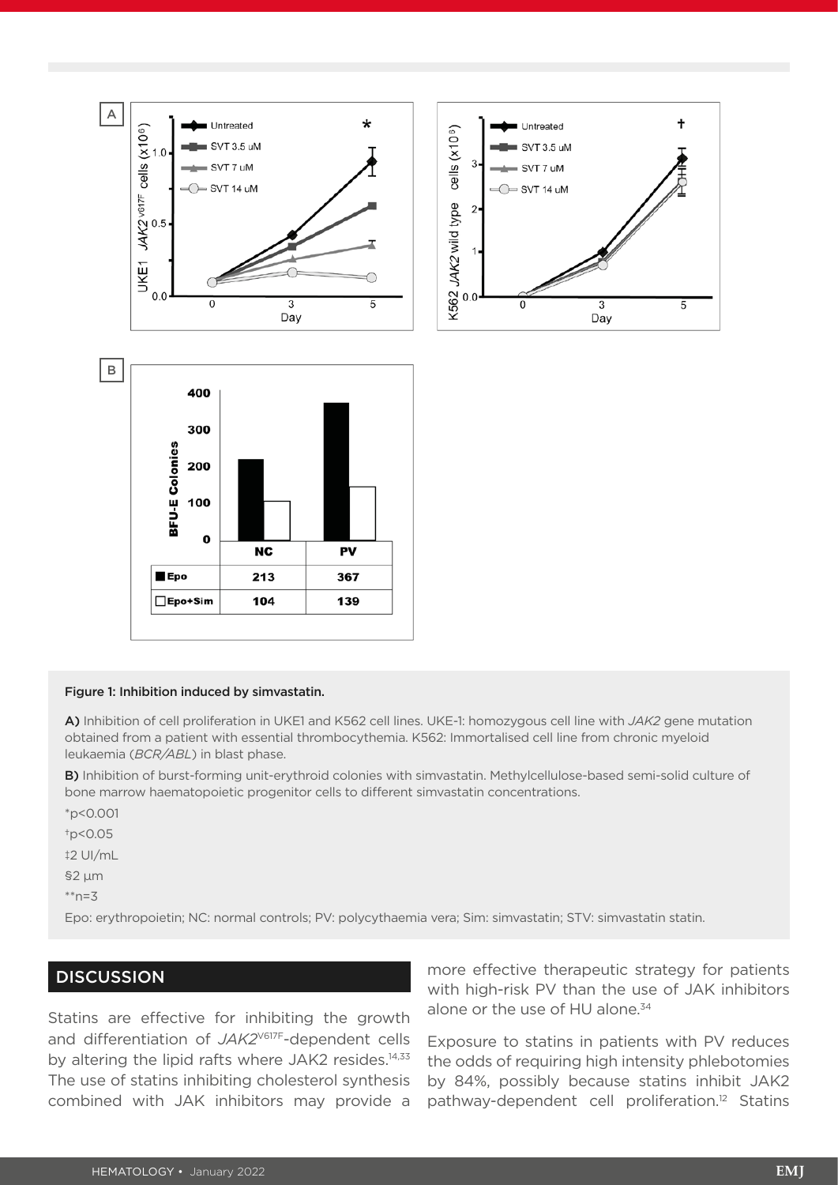**Figure 1: Inhibition induced by simvastatin.**

**A)** Inhibition of cell proliferation in UKE1 and K562 cell lines. UKE-1: homozygous cell line with *JAK2* gene mutation obtained from a patient with essential thrombocythemia. K562: Immortalised cell line from chronic myeloid leukaemia (*BCR/ABL*) in blast phase.

**B)** Inhibition of burst-forming unit-erythroid colonies with simvastatin. Methylcellulose-based semi-solid culture of bone marrow haematopoietic progenitor cells to different simvastatin concentrations.

*p<0.001

†p<0.05

‡2 UI/mL

§2 µm

**n=3

Epo: erythropoietin; NC: normal controls; PV: polycythaemia vera; Sim: simvastatin; STV: simvastatin statin.

|  | NC | PV |
|---|---|---|
| Epo | 213 | 367 |
| Epo+Sim | 104 | 139 |

## DISCUSSION

Statins are effective for inhibiting the growth and differentiation of *JAK2*$^{V617F}$-dependent cells by altering the lipid rafts where JAK2 resides.[14,33] The use of statins inhibiting cholesterol synthesis combined with JAK inhibitors may provide a more effective therapeutic strategy for patients with high-risk PV than the use of JAK inhibitors alone or the use of HU alone.[34]

Exposure to statins in patients with PV reduces the odds of requiring high intensity phlebotomies by 84%, possibly because statins inhibit JAK2 pathway-dependent cell proliferation.[12] Statins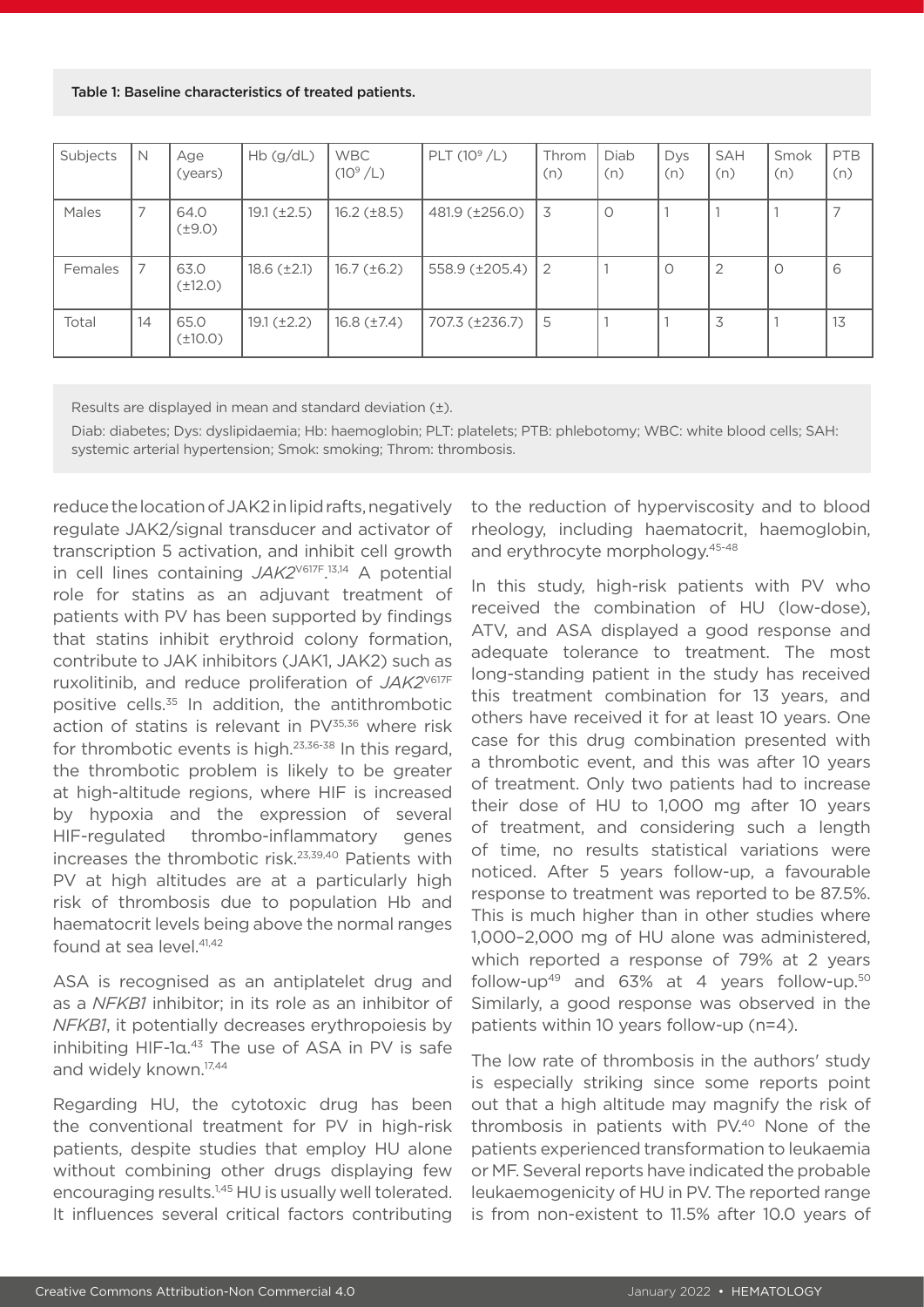Table 1: Baseline characteristics of treated patients.

| Subjects | N | Age (years) | Hb (g/dL) | WBC ($10^9$/L) | PLT ($10^9$/L) | Throm (n) | Diab (n) | Dys (n) | SAH (n) | Smok (n) | PTB (n) |
|---|---|---|---|---|---|---|---|---|---|---|---|
| Males | 7 | 64.0 (±9.0) | 19.1 (±2.5) | 16.2 (±8.5) | 481.9 (±256.0) | 3 | 0 | 1 | 1 | 1 | 7 |
| Females | 7 | 63.0 (±12.0) | 18.6 (±2.1) | 16.7 (±6.2) | 558.9 (±205.4) | 2 | 1 | 0 | 2 | 0 | 6 |
| Total | 14 | 65.0 (±10.0) | 19.1 (±2.2) | 16.8 (±7.4) | 707.3 (±236.7) | 5 | 1 | 1 | 3 | 1 | 13 |

Results are displayed in mean and standard deviation (±).

Diab: diabetes; Dys: dyslipidaemia; Hb: haemoglobin; PLT: platelets; PTB: phlebotomy; WBC: white blood cells; SAH: systemic arterial hypertension; Smok: smoking; Throm: thrombosis.

reduce the location of JAK2 in lipid rafts, negatively regulate JAK2/signal transducer and activator of transcription 5 activation, and inhibit cell growth in cell lines containing *JAK2*$^{V617F}$.[13,14] A potential role for statins as an adjuvant treatment of patients with PV has been supported by findings that statins inhibit erythroid colony formation, contribute to JAK inhibitors (JAK1, JAK2) such as ruxolitinib, and reduce proliferation of *JAK2*$^{V617F}$ positive cells.[35] In addition, the antithrombotic action of statins is relevant in PV[35,36] where risk for thrombotic events is high.[23,36-38] In this regard, the thrombotic problem is likely to be greater at high-altitude regions, where HIF is increased by hypoxia and the expression of several HIF-regulated thrombo-inflammatory genes increases the thrombotic risk.[23,39,40] Patients with PV at high altitudes are at a particularly high risk of thrombosis due to population Hb and haematocrit levels being above the normal ranges found at sea level.[41,42]

ASA is recognised as an antiplatelet drug and as a *NFKB1* inhibitor; in its role as an inhibitor of *NFKB1*, it potentially decreases erythropoiesis by inhibiting HIF-1α.[43] The use of ASA in PV is safe and widely known.[17,44]

Regarding HU, the cytotoxic drug has been the conventional treatment for PV in high-risk patients, despite studies that employ HU alone without combining other drugs displaying few encouraging results.[1,45] HU is usually well tolerated. It influences several critical factors contributing to the reduction of hyperviscosity and to blood rheology, including haematocrit, haemoglobin, and erythrocyte morphology.[45-48]

In this study, high-risk patients with PV who received the combination of HU (low-dose), ATV, and ASA displayed a good response and adequate tolerance to treatment. The most long-standing patient in the study has received this treatment combination for 13 years, and others have received it for at least 10 years. One case for this drug combination presented with a thrombotic event, and this was after 10 years of treatment. Only two patients had to increase their dose of HU to 1,000 mg after 10 years of treatment, and considering such a length of time, no results statistical variations were noticed. After 5 years follow-up, a favourable response to treatment was reported to be 87.5%. This is much higher than in other studies where 1,000–2,000 mg of HU alone was administered, which reported a response of 79% at 2 years follow-up[49] and 63% at 4 years follow-up.[50] Similarly, a good response was observed in the patients within 10 years follow-up (n=4).

The low rate of thrombosis in the authors' study is especially striking since some reports point out that a high altitude may magnify the risk of thrombosis in patients with PV.[40] None of the patients experienced transformation to leukaemia or MF. Several reports have indicated the probable leukaemogenicity of HU in PV. The reported range is from non-existent to 11.5% after 10.0 years of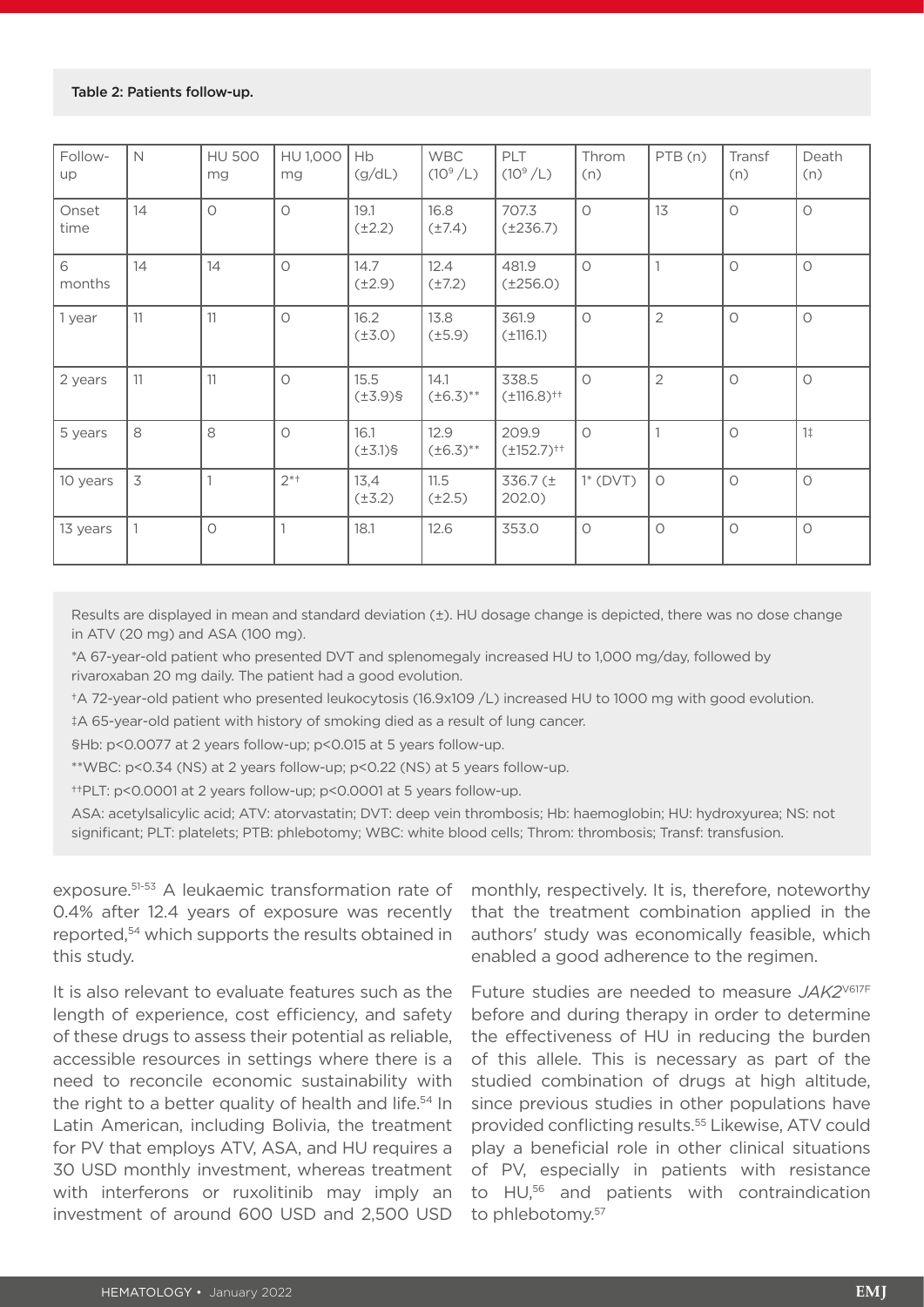Table 2: Patients follow-up.

| Follow-up | N | HU 500 mg | HU 1,000 mg | Hb (g/dL) | WBC ($10^9$/L) | PLT ($10^9$/L) | Throm (n) | PTB (n) | Transf (n) | Death (n) |
|---|---|---|---|---|---|---|---|---|---|---|
| Onset time | 14 | 0 | 0 | 19.1 (±2.2) | 16.8 (±7.4) | 707.3 (±236.7) | 0 | 13 | 0 | 0 |
| 6 months | 14 | 14 | 0 | 14.7 (±2.9) | 12.4 (±7.2) | 481.9 (±256.0) | 0 | 1 | 0 | 0 |
| 1 year | 11 | 11 | 0 | 16.2 (±3.0) | 13.8 (±5.9) | 361.9 (±116.1) | 0 | 2 | 0 | 0 |
| 2 years | 11 | 11 | 0 | 15.5 (±3.9)§ | 14.1 (±6.3)** | 338.5 (±116.8)†† | 0 | 2 | 0 | 0 |
| 5 years | 8 | 8 | 0 | 16.1 (±3.1)§ | 12.9 (±6.3)** | 209.9 (±152.7)†† | 0 | 1 | 0 | 1‡ |
| 10 years | 3 | 1 | 2*† | 13,4 (±3.2) | 11.5 (±2.5) | 336.7 (± 202.0) | 1* (DVT) | 0 | 0 | 0 |
| 13 years | 1 | 0 | 1 | 18.1 | 12.6 | 353.0 | 0 | 0 | 0 | 0 |

Results are displayed in mean and standard deviation (±). HU dosage change is depicted, there was no dose change in ATV (20 mg) and ASA (100 mg).

*A 67-year-old patient who presented DVT and splenomegaly increased HU to 1,000 mg/day, followed by rivaroxaban 20 mg daily. The patient had a good evolution.

†A 72-year-old patient who presented leukocytosis (16.9x109 /L) increased HU to 1000 mg with good evolution.

‡A 65-year-old patient with history of smoking died as a result of lung cancer.

§Hb: $p<0.0077$ at 2 years follow-up; $p<0.015$ at 5 years follow-up.

**WBC: $p<0.34$ (NS) at 2 years follow-up; $p<0.22$ (NS) at 5 years follow-up.

††PLT: $p<0.0001$ at 2 years follow-up; $p<0.0001$ at 5 years follow-up.

ASA: acetylsalicylic acid; ATV: atorvastatin; DVT: deep vein thrombosis; Hb: haemoglobin; HU: hydroxyurea; NS: not significant; PLT: platelets; PTB: phlebotomy; WBC: white blood cells; Throm: thrombosis; Transf: transfusion.

exposure.[51-53] A leukaemic transformation rate of 0.4% after 12.4 years of exposure was recently reported,[54] which supports the results obtained in this study.

It is also relevant to evaluate features such as the length of experience, cost efficiency, and safety of these drugs to assess their potential as reliable, accessible resources in settings where there is a need to reconcile economic sustainability with the right to a better quality of health and life.[54] In Latin American, including Bolivia, the treatment for PV that employs ATV, ASA, and HU requires a 30 USD monthly investment, whereas treatment with interferons or ruxolitinib may imply an investment of around 600 USD and 2,500 USD monthly, respectively. It is, therefore, noteworthy that the treatment combination applied in the authors' study was economically feasible, which enabled a good adherence to the regimen.

Future studies are needed to measure *JAK2*[V617F] before and during therapy in order to determine the effectiveness of HU in reducing the burden of this allele. This is necessary as part of the studied combination of drugs at high altitude, since previous studies in other populations have provided conflicting results.[55] Likewise, ATV could play a beneficial role in other clinical situations of PV, especially in patients with resistance to HU,[56] and patients with contraindication to phlebotomy.[57]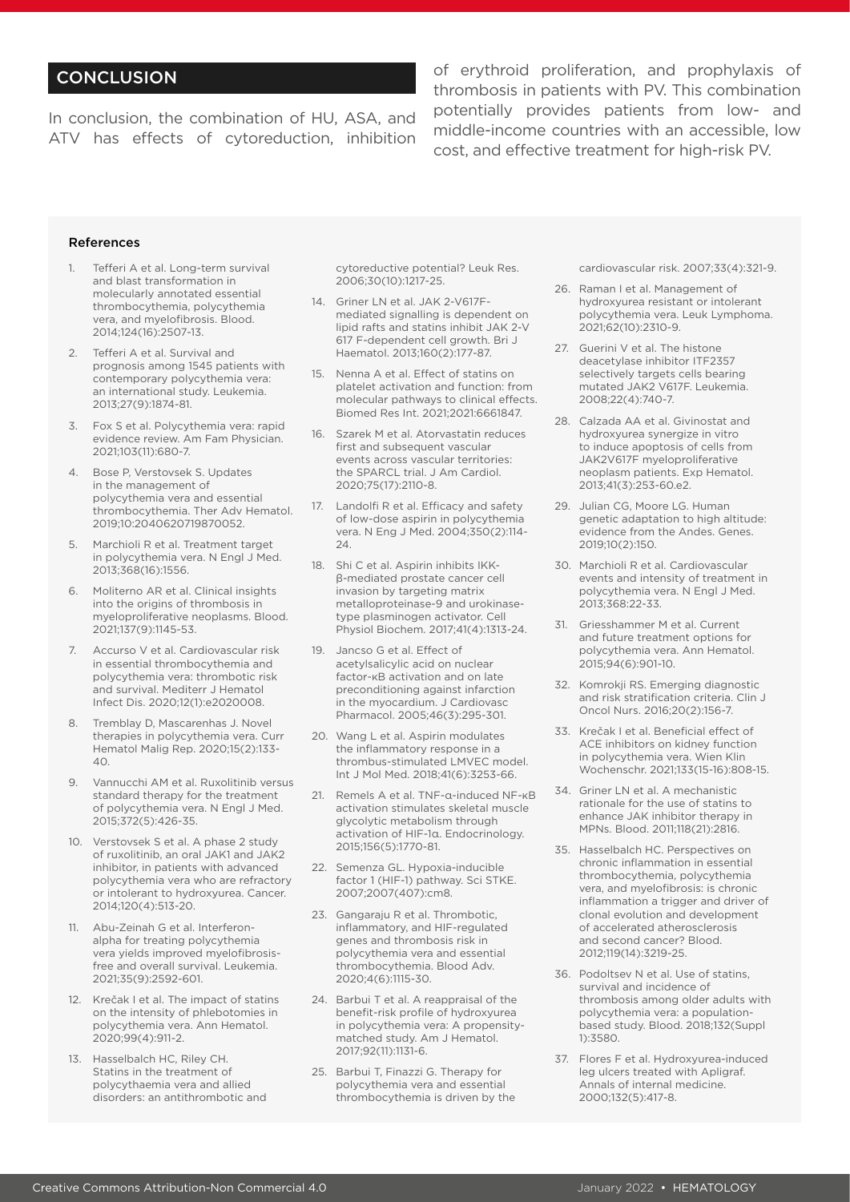## CONCLUSION

In conclusion, the combination of HU, ASA, and ATV has effects of cytoreduction, inhibition of erythroid proliferation, and prophylaxis of thrombosis in patients with PV. This combination potentially provides patients from low- and middle-income countries with an accessible, low cost, and effective treatment for high-risk PV.

#### References

1. Tefferi A et al. Long-term survival and blast transformation in molecularly annotated essential thrombocythemia, polycythemia vera, and myelofibrosis. Blood. 2014;124(16):2507-13.
2. Tefferi A et al. Survival and prognosis among 1545 patients with contemporary polycythemia vera: an international study. Leukemia. 2013;27(9):1874-81.
3. Fox S et al. Polycythemia vera: rapid evidence review. Am Fam Physician. 2021;103(11):680-7.
4. Bose P, Verstovsek S. Updates in the management of polycythemia vera and essential thrombocythemia. Ther Adv Hematol. 2019;10:2040620719870052.
5. Marchioli R et al. Treatment target in polycythemia vera. N Engl J Med. 2013;368(16):1556.
6. Moliterno AR et al. Clinical insights into the origins of thrombosis in myeloproliferative neoplasms. Blood. 2021;137(9):1145-53.
7. Accurso V et al. Cardiovascular risk in essential thrombocythemia and polycythemia vera: thrombotic risk and survival. Mediterr J Hematol Infect Dis. 2020;12(1):e2020008.
8. Tremblay D, Mascarenhas J. Novel therapies in polycythemia vera. Curr Hematol Malig Rep. 2020;15(2):133-40.
9. Vannucchi AM et al. Ruxolitinib versus standard therapy for the treatment of polycythemia vera. N Engl J Med. 2015;372(5):426-35.
10. Verstovsek S et al. A phase 2 study of ruxolitinib, an oral JAK1 and JAK2 inhibitor, in patients with advanced polycythemia vera who are refractory or intolerant to hydroxyurea. Cancer. 2014;120(4):513-20.
11. Abu-Zeinah G et al. Interferon-alpha for treating polycythemia vera yields improved myelofibrosis-free and overall survival. Leukemia. 2021;35(9):2592-601.
12. Krečak I et al. The impact of statins on the intensity of phlebotomies in polycythemia vera. Ann Hematol. 2020;99(4):911-2.
13. Hasselbalch HC, Riley CH. Statins in the treatment of polycythaemia vera and allied disorders: an antithrombotic and cytoreductive potential? Leuk Res. 2006;30(10):1217-25.
14. Griner LN et al. JAK 2-V617F-mediated signalling is dependent on lipid rafts and statins inhibit JAK 2-V 617 F-dependent cell growth. Bri J Haematol. 2013;160(2):177-87.
15. Nenna A et al. Effect of statins on platelet activation and function: from molecular pathways to clinical effects. Biomed Res Int. 2021;2021:6661847.
16. Szarek M et al. Atorvastatin reduces first and subsequent vascular events across vascular territories: the SPARCL trial. J Am Cardiol. 2020;75(17):2110-8.
17. Landolfi R et al. Efficacy and safety of low-dose aspirin in polycythemia vera. N Eng J Med. 2004;350(2):114-24.
18. Shi C et al. Aspirin inhibits IKK-β-mediated prostate cancer cell invasion by targeting matrix metalloproteinase-9 and urokinase-type plasminogen activator. Cell Physiol Biochem. 2017;41(4):1313-24.
19. Jancso G et al. Effect of acetylsalicylic acid on nuclear factor-κB activation and on late preconditioning against infarction in the myocardium. J Cardiovasc Pharmacol. 2005;46(3):295-301.
20. Wang L et al. Aspirin modulates the inflammatory response in a thrombus-stimulated LMVEC model. Int J Mol Med. 2018;41(6):3253-66.
21. Remels A et al. TNF-α-induced NF-κB activation stimulates skeletal muscle glycolytic metabolism through activation of HIF-1α. Endocrinology. 2015;156(5):1770-81.
22. Semenza GL. Hypoxia-inducible factor 1 (HIF-1) pathway. Sci STKE. 2007;2007(407):cm8.
23. Gangaraju R et al. Thrombotic, inflammatory, and HIF-regulated genes and thrombosis risk in polycythemia vera and essential thrombocythemia. Blood Adv. 2020;4(6):1115-30.
24. Barbui T et al. A reappraisal of the benefit-risk profile of hydroxyurea in polycythemia vera: A propensity-matched study. Am J Hematol. 2017;92(11):1131-6.
25. Barbui T, Finazzi G. Therapy for polycythemia vera and essential thrombocythemia is driven by the cardiovascular risk. 2007;33(4):321-9.
26. Raman I et al. Management of hydroxyurea resistant or intolerant polycythemia vera. Leuk Lymphoma. 2021;62(10):2310-9.
27. Guerini V et al. The histone deacetylase inhibitor ITF2357 selectively targets cells bearing mutated JAK2 V617F. Leukemia. 2008;22(4):740-7.
28. Calzada AA et al. Givinostat and hydroxyurea synergize in vitro to induce apoptosis of cells from JAK2V617F myeloproliferative neoplasm patients. Exp Hematol. 2013;41(3):253-60.e2.
29. Julian CG, Moore LG. Human genetic adaptation to high altitude: evidence from the Andes. Genes. 2019;10(2):150.
30. Marchioli R et al. Cardiovascular events and intensity of treatment in polycythemia vera. N Engl J Med. 2013;368:22-33.
31. Griesshammer M et al. Current and future treatment options for polycythemia vera. Ann Hematol. 2015;94(6):901-10.
32. Komrokji RS. Emerging diagnostic and risk stratification criteria. Clin J Oncol Nurs. 2016;20(2):156-7.
33. Krečak I et al. Beneficial effect of ACE inhibitors on kidney function in polycythemia vera. Wien Klin Wochenschr. 2021;133(15-16):808-15.
34. Griner LN et al. A mechanistic rationale for the use of statins to enhance JAK inhibitor therapy in MPNs. Blood. 2011;118(21):2816.
35. Hasselbalch HC. Perspectives on chronic inflammation in essential thrombocythemia, polycythemia vera, and myelofibrosis: is chronic inflammation a trigger and driver of clonal evolution and development of accelerated atherosclerosis and second cancer? Blood. 2012;119(14):3219-25.
36. Podoltsev N et al. Use of statins, survival and incidence of thrombosis among older adults with polycythemia vera: a population-based study. Blood. 2018;132(Suppl 1):3580.
37. Flores F et al. Hydroxyurea-induced leg ulcers treated with Apligraf. Annals of internal medicine. 2000;132(5):417-8.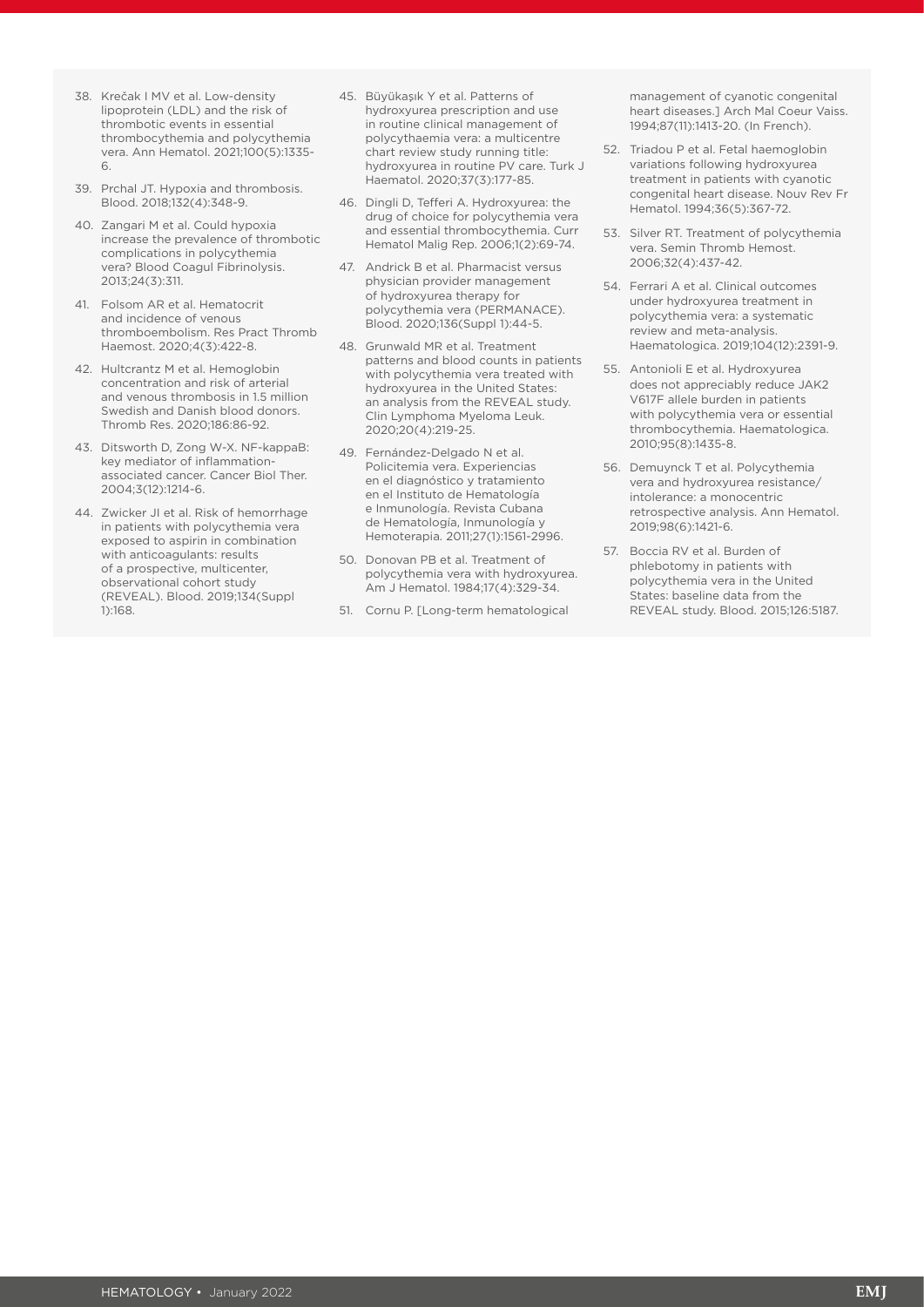38. Krečak I MV et al. Low-density lipoprotein (LDL) and the risk of thrombotic events in essential thrombocythemia and polycythemia vera. Ann Hematol. 2021;100(5):1335-6.

39. Prchal JT. Hypoxia and thrombosis. Blood. 2018;132(4):348-9.

40. Zangari M et al. Could hypoxia increase the prevalence of thrombotic complications in polycythemia vera? Blood Coagul Fibrinolysis. 2013;24(3):311.

41. Folsom AR et al. Hematocrit and incidence of venous thromboembolism. Res Pract Thromb Haemost. 2020;4(3):422-8.

42. Hultcrantz M et al. Hemoglobin concentration and risk of arterial and venous thrombosis in 1.5 million Swedish and Danish blood donors. Thromb Res. 2020;186:86-92.

43. Ditsworth D, Zong W-X. NF-kappaB: key mediator of inflammation-associated cancer. Cancer Biol Ther. 2004;3(12):1214-6.

44. Zwicker JI et al. Risk of hemorrhage in patients with polycythemia vera exposed to aspirin in combination with anticoagulants: results of a prospective, multicenter, observational cohort study (REVEAL). Blood. 2019;134(Suppl 1):168.

45. Büyükaşık Y et al. Patterns of hydroxyurea prescription and use in routine clinical management of polycythaemia vera: a multicentre chart review study running title: hydroxyurea in routine PV care. Turk J Haematol. 2020;37(3):177-85.

46. Dingli D, Tefferi A. Hydroxyurea: the drug of choice for polycythemia vera and essential thrombocythemia. Curr Hematol Malig Rep. 2006;1(2):69-74.

47. Andrick B et al. Pharmacist versus physician provider management of hydroxyurea therapy for polycythemia vera (PERMANACE). Blood. 2020;136(Suppl 1):44-5.

48. Grunwald MR et al. Treatment patterns and blood counts in patients with polycythemia vera treated with hydroxyurea in the United States: an analysis from the REVEAL study. Clin Lymphoma Myeloma Leuk. 2020;20(4):219-25.

49. Fernández-Delgado N et al. Policitemia vera. Experiencias en el diagnóstico y tratamiento en el Instituto de Hematología e Inmunología. Revista Cubana de Hematología, Inmunología y Hemoterapia. 2011;27(1):1561-2996.

50. Donovan PB et al. Treatment of polycythemia vera with hydroxyurea. Am J Hematol. 1984;17(4):329-34.

51. Cornu P. [Long-term hematological management of cyanotic congenital heart diseases.] Arch Mal Coeur Vaiss. 1994;87(11):1413-20. (In French).

52. Triadou P et al. Fetal haemoglobin variations following hydroxyurea treatment in patients with cyanotic congenital heart disease. Nouv Rev Fr Hematol. 1994;36(5):367-72.

53. Silver RT. Treatment of polycythemia vera. Semin Thromb Hemost. 2006;32(4):437-42.

54. Ferrari A et al. Clinical outcomes under hydroxyurea treatment in polycythemia vera: a systematic review and meta-analysis. Haematologica. 2019;104(12):2391-9.

55. Antonioli E et al. Hydroxyurea does not appreciably reduce JAK2 V617F allele burden in patients with polycythemia vera or essential thrombocythemia. Haematologica. 2010;95(8):1435-8.

56. Demuynck T et al. Polycythemia vera and hydroxyurea resistance/intolerance: a monocentric retrospective analysis. Ann Hematol. 2019;98(6):1421-6.

57. Boccia RV et al. Burden of phlebotomy in patients with polycythemia vera in the United States: baseline data from the REVEAL study. Blood. 2015;126:5187.